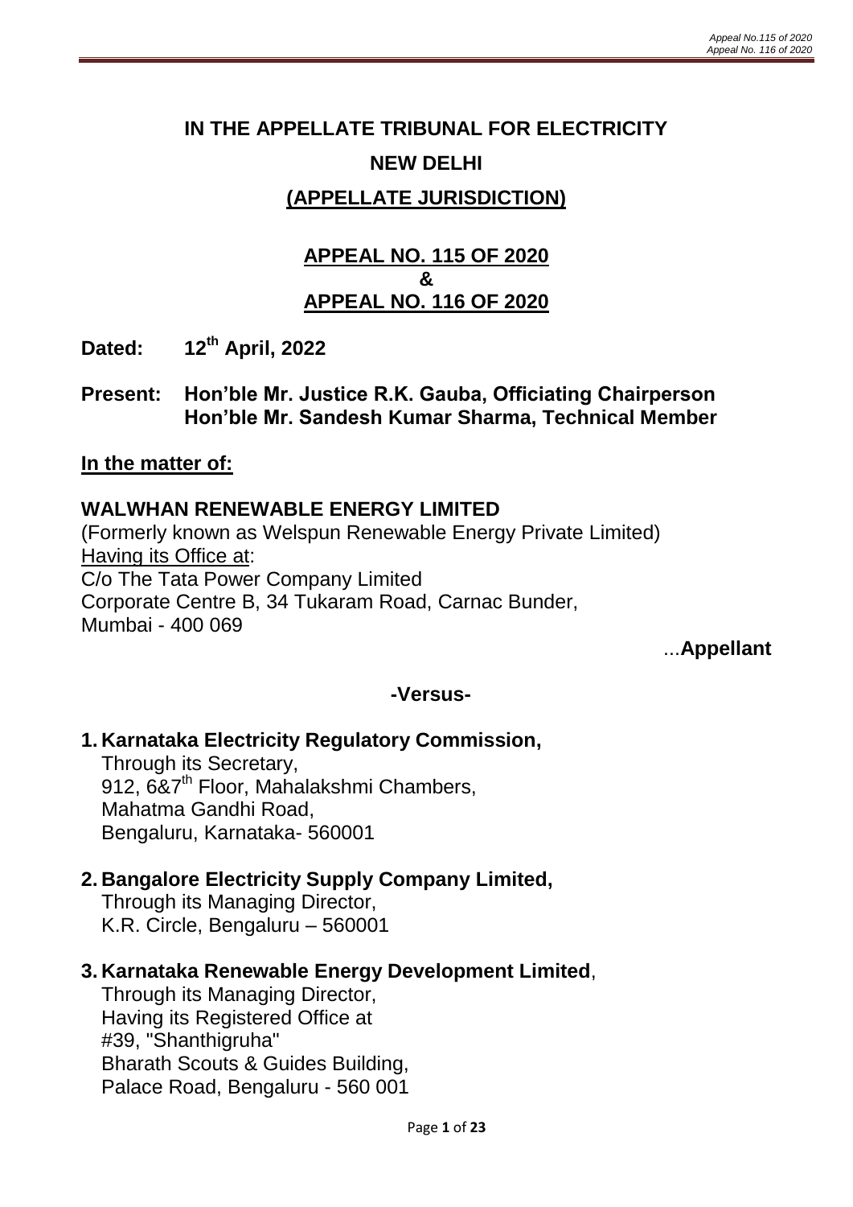# IN THE APPELLATE TRIBUNAL FOR ELECTRICITY

## NEW DELHI

## (APPELLATE JURISDICTION)

### APPEAL NO. 115 OF 2020
### &
### APPEAL NO. 116 OF 2020

**Dated: 12th April, 2022**

**Present: Hon'ble Mr. Justice R.K. Gauba, Officiating Chairperson**
**Hon'ble Mr. Sandesh Kumar Sharma, Technical Member**

**In the matter of:**

**WALWHAN RENEWABLE ENERGY LIMITED**
(Formerly known as Welspun Renewable Energy Private Limited)
Having its Office at:
C/o The Tata Power Company Limited
Corporate Centre B, 34 Tukaram Road, Carnac Bunder,
Mumbai - 400 069

...**Appellant**

**-Versus-**

1. **Karnataka Electricity Regulatory Commission,**
   Through its Secretary,
   912, 6&7th Floor, Mahalakshmi Chambers,
   Mahatma Gandhi Road,
   Bengaluru, Karnataka- 560001

2. **Bangalore Electricity Supply Company Limited,**
   Through its Managing Director,
   K.R. Circle, Bengaluru – 560001

3. **Karnataka Renewable Energy Development Limited**,
   Through its Managing Director,
   Having its Registered Office at
   #39, "Shanthigruha"
   Bharath Scouts & Guides Building,
   Palace Road, Bengaluru - 560 001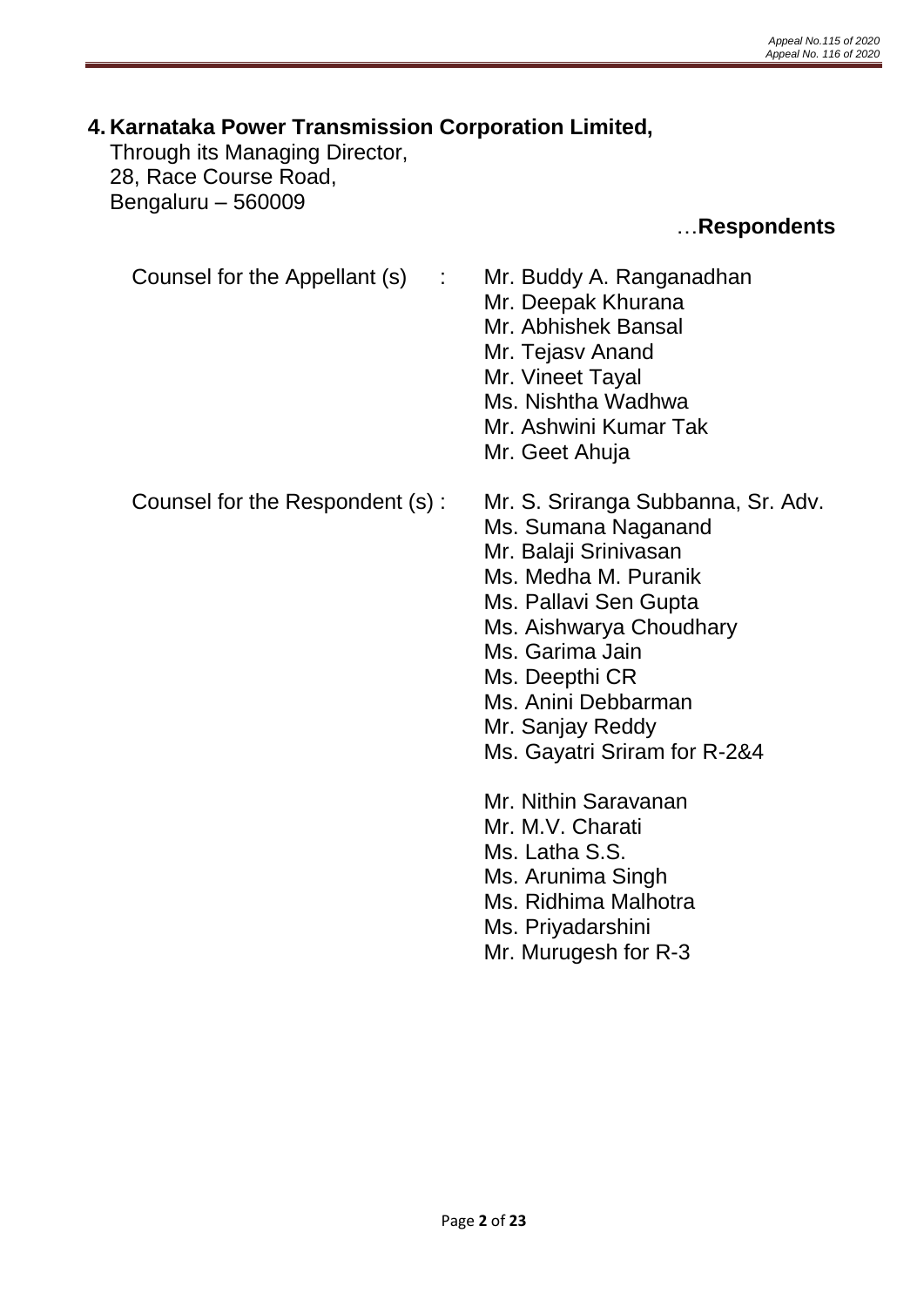4. **Karnataka Power Transmission Corporation Limited,**
   Through its Managing Director,
   28, Race Course Road,
   Bengaluru – 560009

…**Respondents**

Counsel for the Appellant (s) : Mr. Buddy A. Ranganadhan
Mr. Deepak Khurana
Mr. Abhishek Bansal
Mr. Tejasv Anand
Mr. Vineet Tayal
Ms. Nishtha Wadhwa
Mr. Ashwini Kumar Tak
Mr. Geet Ahuja

Counsel for the Respondent (s) : Mr. S. Sriranga Subbanna, Sr. Adv.
Ms. Sumana Naganand
Mr. Balaji Srinivasan
Ms. Medha M. Puranik
Ms. Pallavi Sen Gupta
Ms. Aishwarya Choudhary
Ms. Garima Jain
Ms. Deepthi CR
Ms. Anini Debbarman
Mr. Sanjay Reddy
Ms. Gayatri Sriram for R-2&4

Mr. Nithin Saravanan
Mr. M.V. Charati
Ms. Latha S.S.
Ms. Arunima Singh
Ms. Ridhima Malhotra
Ms. Priyadarshini
Mr. Murugesh for R-3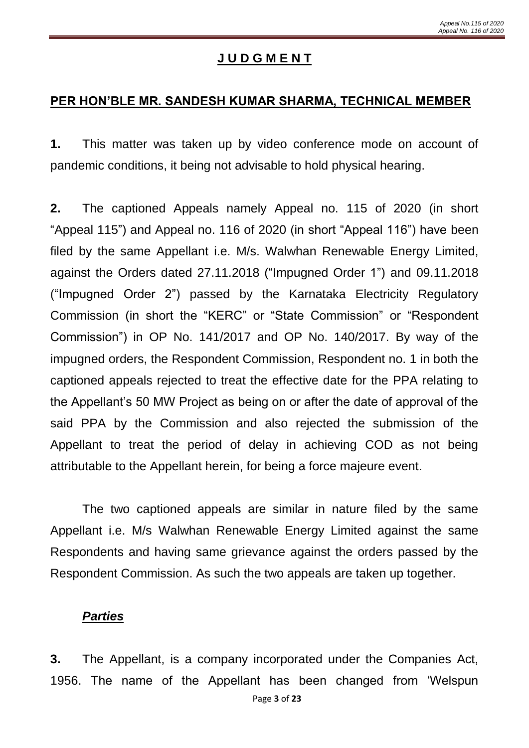## J U D G M E N T

## PER HON'BLE MR. SANDESH KUMAR SHARMA, TECHNICAL MEMBER

**1.** This matter was taken up by video conference mode on account of pandemic conditions, it being not advisable to hold physical hearing.

**2.** The captioned Appeals namely Appeal no. 115 of 2020 (in short "Appeal 115") and Appeal no. 116 of 2020 (in short "Appeal 116") have been filed by the same Appellant i.e. M/s. Walwhan Renewable Energy Limited, against the Orders dated 27.11.2018 ("Impugned Order 1") and 09.11.2018 ("Impugned Order 2") passed by the Karnataka Electricity Regulatory Commission (in short the "KERC" or "State Commission" or "Respondent Commission") in OP No. 141/2017 and OP No. 140/2017. By way of the impugned orders, the Respondent Commission, Respondent no. 1 in both the captioned appeals rejected to treat the effective date for the PPA relating to the Appellant's 50 MW Project as being on or after the date of approval of the said PPA by the Commission and also rejected the submission of the Appellant to treat the period of delay in achieving COD as not being attributable to the Appellant herein, for being a force majeure event.

The two captioned appeals are similar in nature filed by the same Appellant i.e. M/s Walwhan Renewable Energy Limited against the same Respondents and having same grievance against the orders passed by the Respondent Commission. As such the two appeals are taken up together.

### ***Parties***

**3.** The Appellant, is a company incorporated under the Companies Act, 1956. The name of the Appellant has been changed from 'Welspun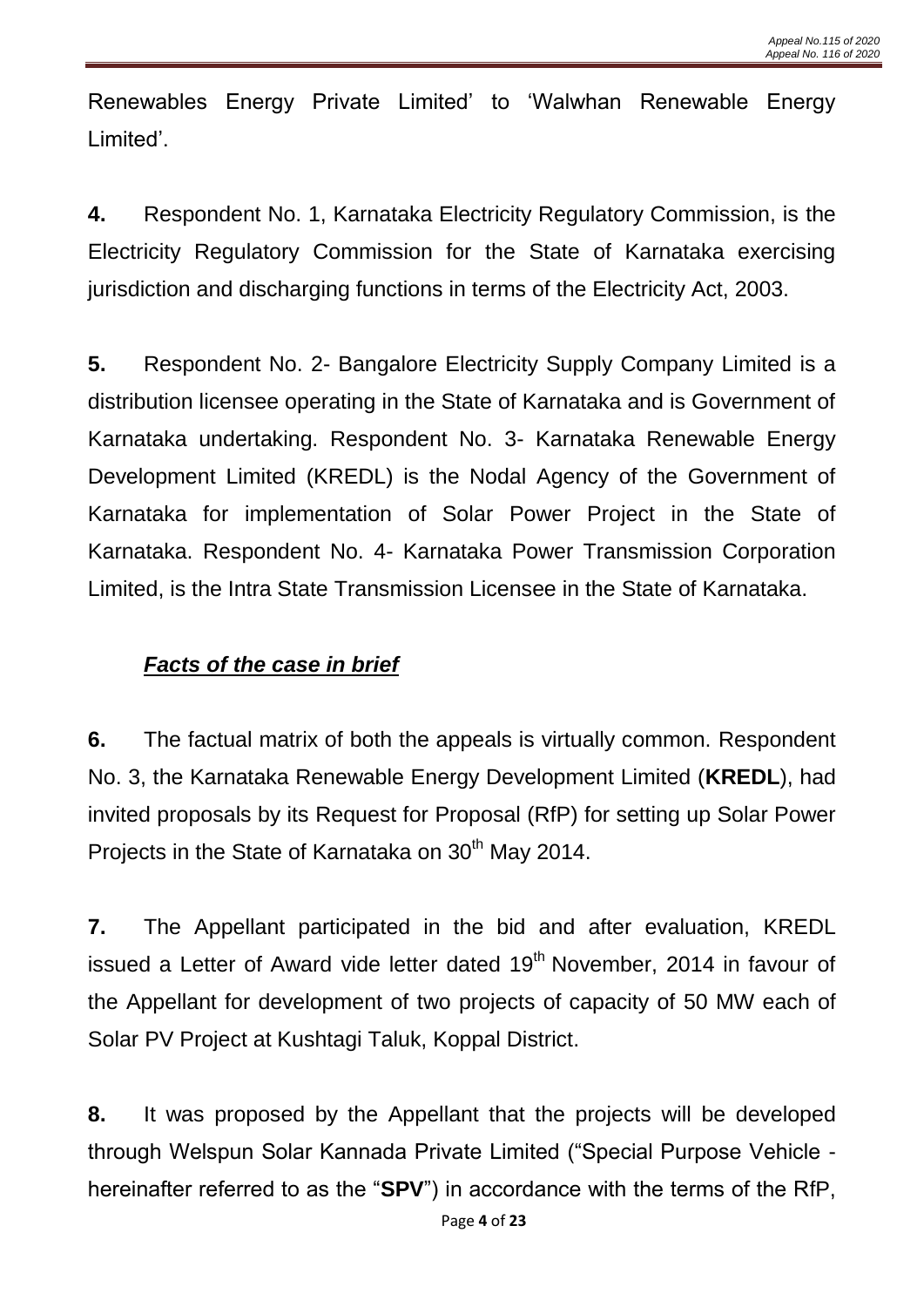Renewables Energy Private Limited' to 'Walwhan Renewable Energy Limited'.

**4.** Respondent No. 1, Karnataka Electricity Regulatory Commission, is the Electricity Regulatory Commission for the State of Karnataka exercising jurisdiction and discharging functions in terms of the Electricity Act, 2003.

**5.** Respondent No. 2- Bangalore Electricity Supply Company Limited is a distribution licensee operating in the State of Karnataka and is Government of Karnataka undertaking. Respondent No. 3- Karnataka Renewable Energy Development Limited (KREDL) is the Nodal Agency of the Government of Karnataka for implementation of Solar Power Project in the State of Karnataka. Respondent No. 4- Karnataka Power Transmission Corporation Limited, is the Intra State Transmission Licensee in the State of Karnataka.

***Facts of the case in brief***

**6.** The factual matrix of both the appeals is virtually common. Respondent No. 3, the Karnataka Renewable Energy Development Limited (**KREDL**), had invited proposals by its Request for Proposal (RfP) for setting up Solar Power Projects in the State of Karnataka on 30th May 2014.

**7.** The Appellant participated in the bid and after evaluation, KREDL issued a Letter of Award vide letter dated 19th November, 2014 in favour of the Appellant for development of two projects of capacity of 50 MW each of Solar PV Project at Kushtagi Taluk, Koppal District.

**8.** It was proposed by the Appellant that the projects will be developed through Welspun Solar Kannada Private Limited ("Special Purpose Vehicle - hereinafter referred to as the "**SPV**") in accordance with the terms of the RfP,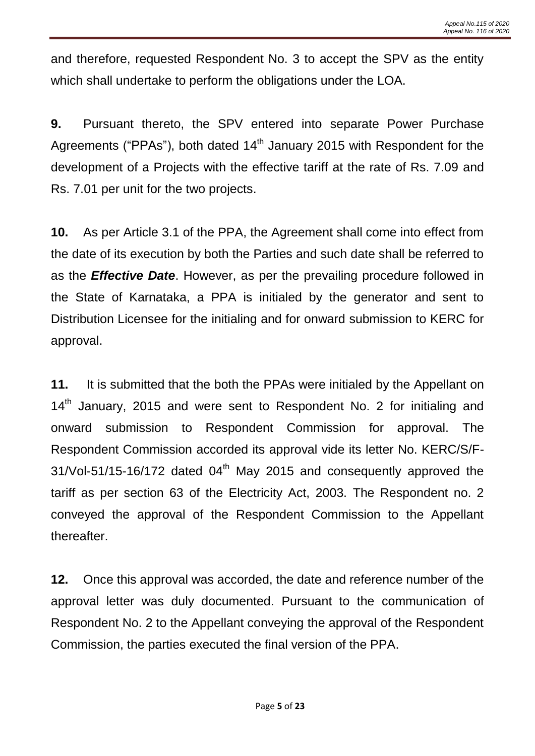and therefore, requested Respondent No. 3 to accept the SPV as the entity which shall undertake to perform the obligations under the LOA.

**9.** Pursuant thereto, the SPV entered into separate Power Purchase Agreements ("PPAs"), both dated 14th January 2015 with Respondent for the development of a Projects with the effective tariff at the rate of Rs. 7.09 and Rs. 7.01 per unit for the two projects.

**10.** As per Article 3.1 of the PPA, the Agreement shall come into effect from the date of its execution by both the Parties and such date shall be referred to as the ***Effective Date***. However, as per the prevailing procedure followed in the State of Karnataka, a PPA is initialed by the generator and sent to Distribution Licensee for the initialing and for onward submission to KERC for approval.

**11.** It is submitted that the both the PPAs were initialed by the Appellant on 14th January, 2015 and were sent to Respondent No. 2 for initialing and onward submission to Respondent Commission for approval. The Respondent Commission accorded its approval vide its letter No. KERC/S/F-31/Vol-51/15-16/172 dated 04th May 2015 and consequently approved the tariff as per section 63 of the Electricity Act, 2003. The Respondent no. 2 conveyed the approval of the Respondent Commission to the Appellant thereafter.

**12.** Once this approval was accorded, the date and reference number of the approval letter was duly documented. Pursuant to the communication of Respondent No. 2 to the Appellant conveying the approval of the Respondent Commission, the parties executed the final version of the PPA.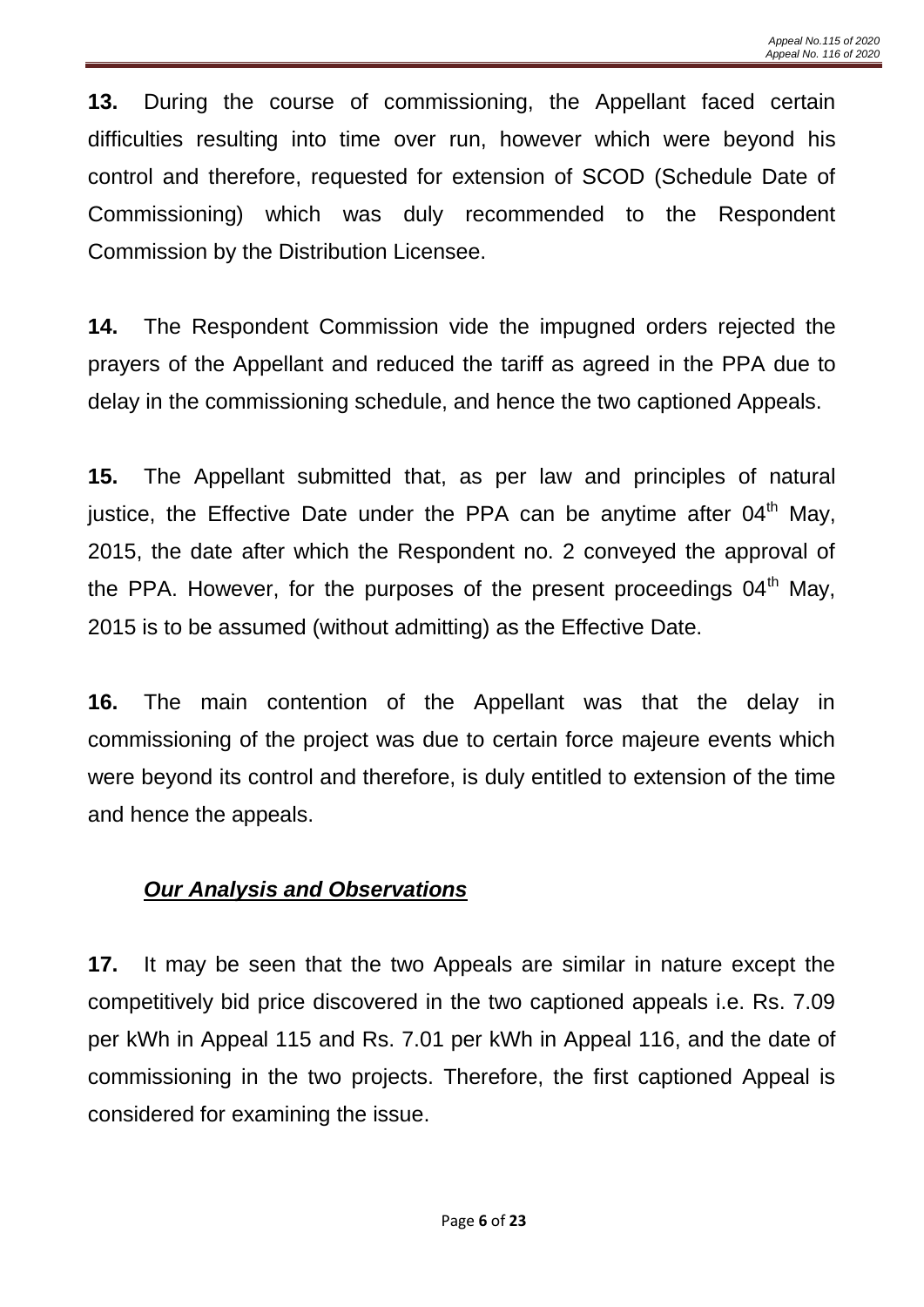**13.** During the course of commissioning, the Appellant faced certain difficulties resulting into time over run, however which were beyond his control and therefore, requested for extension of SCOD (Schedule Date of Commissioning) which was duly recommended to the Respondent Commission by the Distribution Licensee.

**14.** The Respondent Commission vide the impugned orders rejected the prayers of the Appellant and reduced the tariff as agreed in the PPA due to delay in the commissioning schedule, and hence the two captioned Appeals.

**15.** The Appellant submitted that, as per law and principles of natural justice, the Effective Date under the PPA can be anytime after 04th May, 2015, the date after which the Respondent no. 2 conveyed the approval of the PPA. However, for the purposes of the present proceedings 04th May, 2015 is to be assumed (without admitting) as the Effective Date.

**16.** The main contention of the Appellant was that the delay in commissioning of the project was due to certain force majeure events which were beyond its control and therefore, is duly entitled to extension of the time and hence the appeals.

***Our Analysis and Observations***

**17.** It may be seen that the two Appeals are similar in nature except the competitively bid price discovered in the two captioned appeals i.e. Rs. 7.09 per kWh in Appeal 115 and Rs. 7.01 per kWh in Appeal 116, and the date of commissioning in the two projects. Therefore, the first captioned Appeal is considered for examining the issue.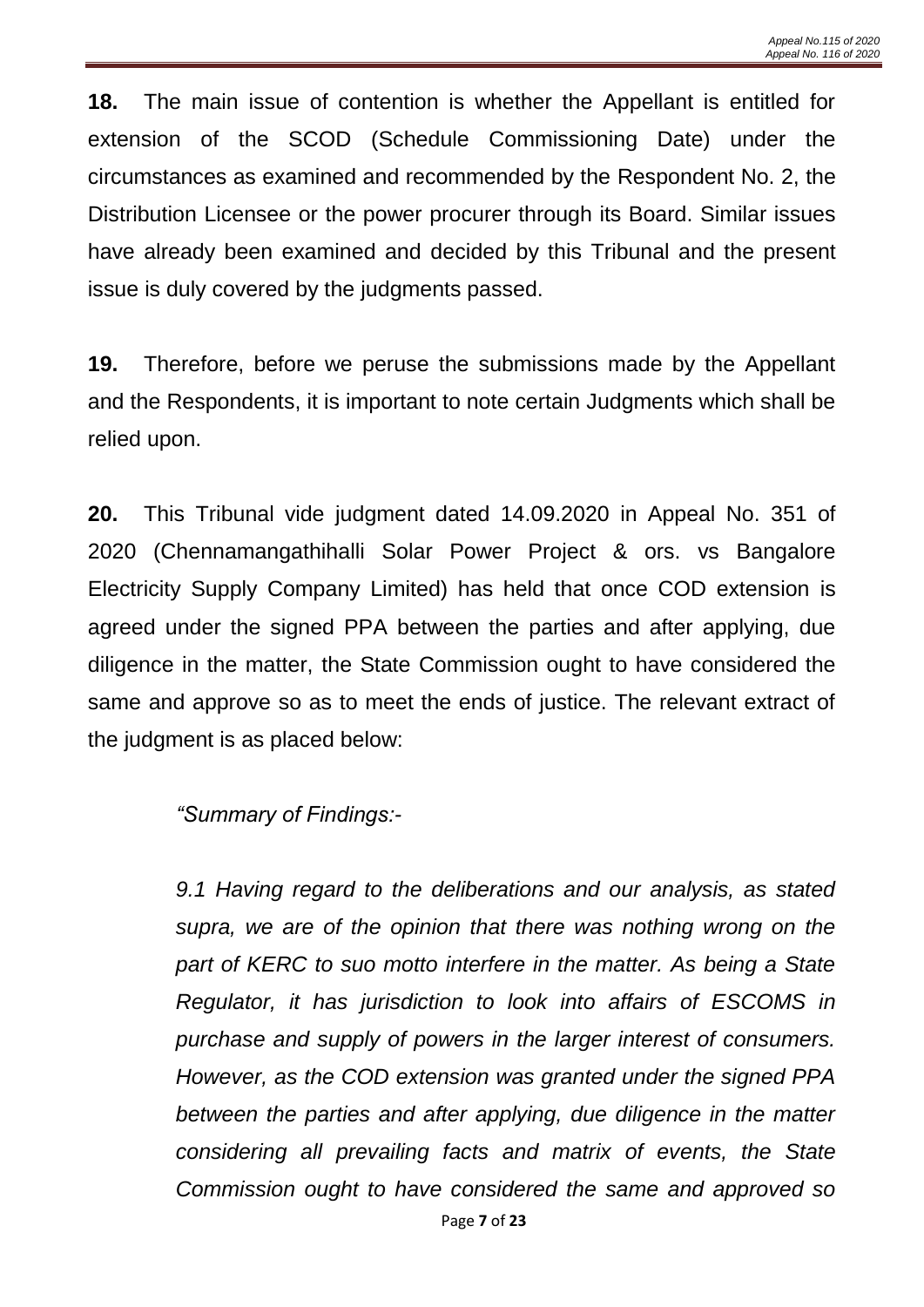**18.** The main issue of contention is whether the Appellant is entitled for extension of the SCOD (Schedule Commissioning Date) under the circumstances as examined and recommended by the Respondent No. 2, the Distribution Licensee or the power procurer through its Board. Similar issues have already been examined and decided by this Tribunal and the present issue is duly covered by the judgments passed.

**19.** Therefore, before we peruse the submissions made by the Appellant and the Respondents, it is important to note certain Judgments which shall be relied upon.

**20.** This Tribunal vide judgment dated 14.09.2020 in Appeal No. 351 of 2020 (Chennamangathihalli Solar Power Project & ors. vs Bangalore Electricity Supply Company Limited) has held that once COD extension is agreed under the signed PPA between the parties and after applying, due diligence in the matter, the State Commission ought to have considered the same and approve so as to meet the ends of justice. The relevant extract of the judgment is as placed below:

> *"Summary of Findings:-*
>
> *9.1 Having regard to the deliberations and our analysis, as stated supra, we are of the opinion that there was nothing wrong on the part of KERC to suo motto interfere in the matter. As being a State Regulator, it has jurisdiction to look into affairs of ESCOMS in purchase and supply of powers in the larger interest of consumers. However, as the COD extension was granted under the signed PPA between the parties and after applying, due diligence in the matter considering all prevailing facts and matrix of events, the State Commission ought to have considered the same and approved so*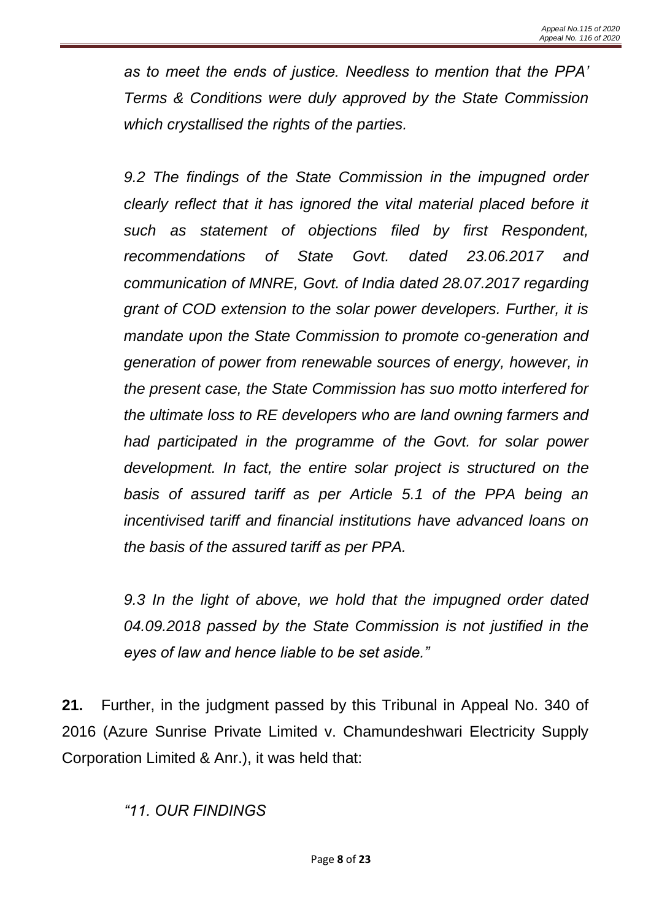*as to meet the ends of justice. Needless to mention that the PPA' Terms & Conditions were duly approved by the State Commission which crystallised the rights of the parties.*

*9.2 The findings of the State Commission in the impugned order clearly reflect that it has ignored the vital material placed before it such as statement of objections filed by first Respondent, recommendations of State Govt. dated 23.06.2017 and communication of MNRE, Govt. of India dated 28.07.2017 regarding grant of COD extension to the solar power developers. Further, it is mandate upon the State Commission to promote co-generation and generation of power from renewable sources of energy, however, in the present case, the State Commission has suo motto interfered for the ultimate loss to RE developers who are land owning farmers and had participated in the programme of the Govt. for solar power development. In fact, the entire solar project is structured on the basis of assured tariff as per Article 5.1 of the PPA being an incentivised tariff and financial institutions have advanced loans on the basis of the assured tariff as per PPA.*

*9.3 In the light of above, we hold that the impugned order dated 04.09.2018 passed by the State Commission is not justified in the eyes of law and hence liable to be set aside."*

**21.** Further, in the judgment passed by this Tribunal in Appeal No. 340 of 2016 (Azure Sunrise Private Limited v. Chamundeshwari Electricity Supply Corporation Limited & Anr.), it was held that:

*"11. OUR FINDINGS*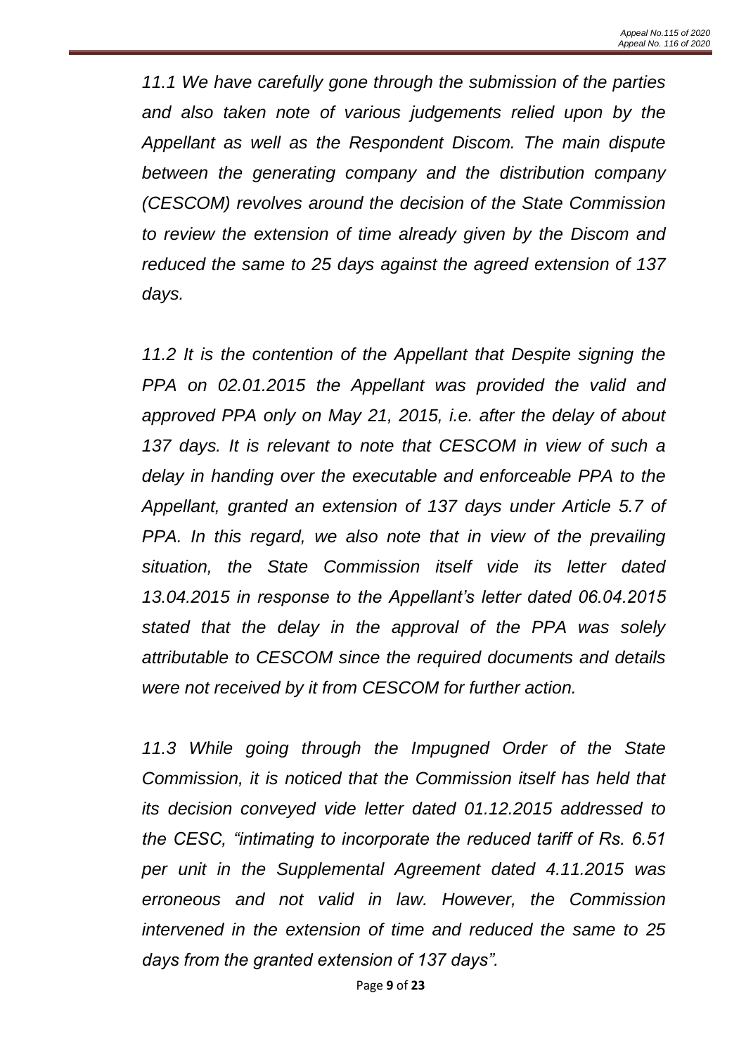*11.1 We have carefully gone through the submission of the parties and also taken note of various judgements relied upon by the Appellant as well as the Respondent Discom. The main dispute between the generating company and the distribution company (CESCOM) revolves around the decision of the State Commission to review the extension of time already given by the Discom and reduced the same to 25 days against the agreed extension of 137 days.*

*11.2 It is the contention of the Appellant that Despite signing the PPA on 02.01.2015 the Appellant was provided the valid and approved PPA only on May 21, 2015, i.e. after the delay of about 137 days. It is relevant to note that CESCOM in view of such a delay in handing over the executable and enforceable PPA to the Appellant, granted an extension of 137 days under Article 5.7 of PPA. In this regard, we also note that in view of the prevailing situation, the State Commission itself vide its letter dated 13.04.2015 in response to the Appellant's letter dated 06.04.2015 stated that the delay in the approval of the PPA was solely attributable to CESCOM since the required documents and details were not received by it from CESCOM for further action.*

*11.3 While going through the Impugned Order of the State Commission, it is noticed that the Commission itself has held that its decision conveyed vide letter dated 01.12.2015 addressed to the CESC, "intimating to incorporate the reduced tariff of Rs. 6.51 per unit in the Supplemental Agreement dated 4.11.2015 was erroneous and not valid in law. However, the Commission intervened in the extension of time and reduced the same to 25 days from the granted extension of 137 days".*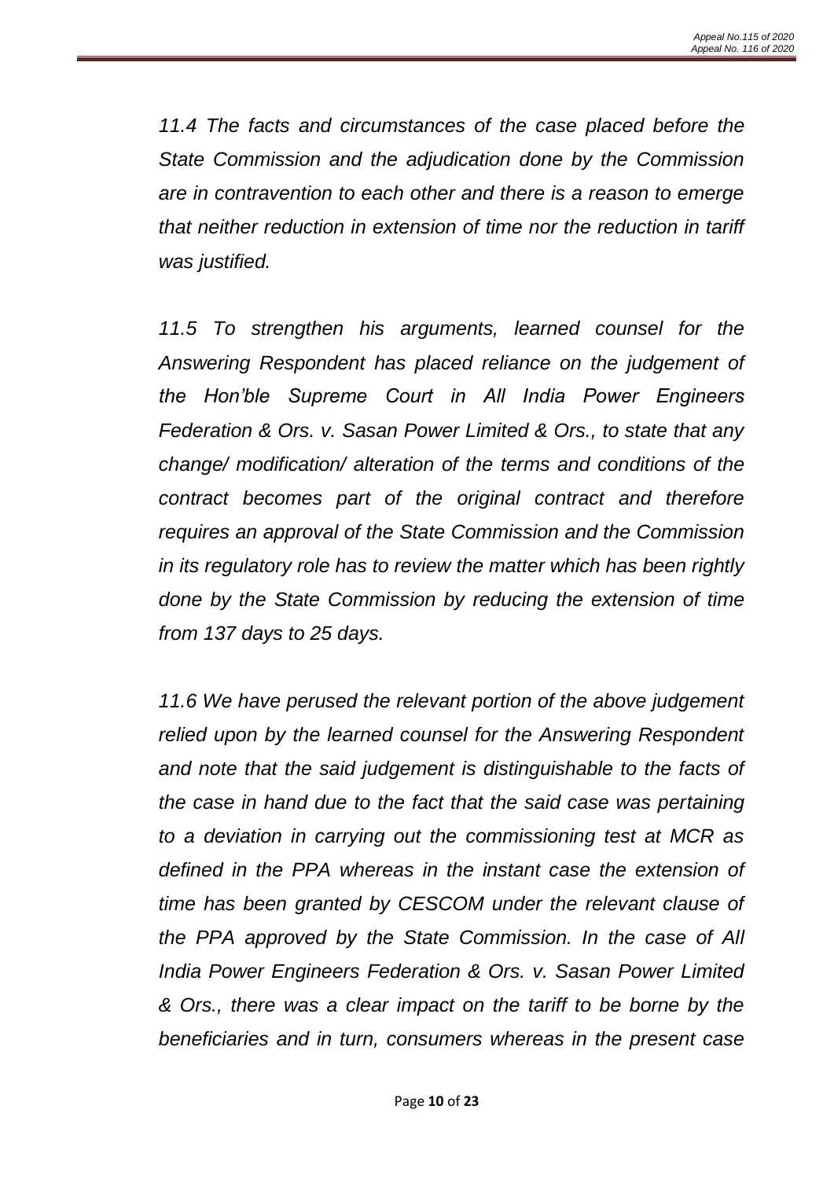*11.4 The facts and circumstances of the case placed before the State Commission and the adjudication done by the Commission are in contravention to each other and there is a reason to emerge that neither reduction in extension of time nor the reduction in tariff was justified.*

*11.5 To strengthen his arguments, learned counsel for the Answering Respondent has placed reliance on the judgement of the Hon'ble Supreme Court in All India Power Engineers Federation & Ors. v. Sasan Power Limited & Ors., to state that any change/ modification/ alteration of the terms and conditions of the contract becomes part of the original contract and therefore requires an approval of the State Commission and the Commission in its regulatory role has to review the matter which has been rightly done by the State Commission by reducing the extension of time from 137 days to 25 days.*

*11.6 We have perused the relevant portion of the above judgement relied upon by the learned counsel for the Answering Respondent and note that the said judgement is distinguishable to the facts of the case in hand due to the fact that the said case was pertaining to a deviation in carrying out the commissioning test at MCR as defined in the PPA whereas in the instant case the extension of time has been granted by CESCOM under the relevant clause of the PPA approved by the State Commission. In the case of All India Power Engineers Federation & Ors. v. Sasan Power Limited & Ors., there was a clear impact on the tariff to be borne by the beneficiaries and in turn, consumers whereas in the present case*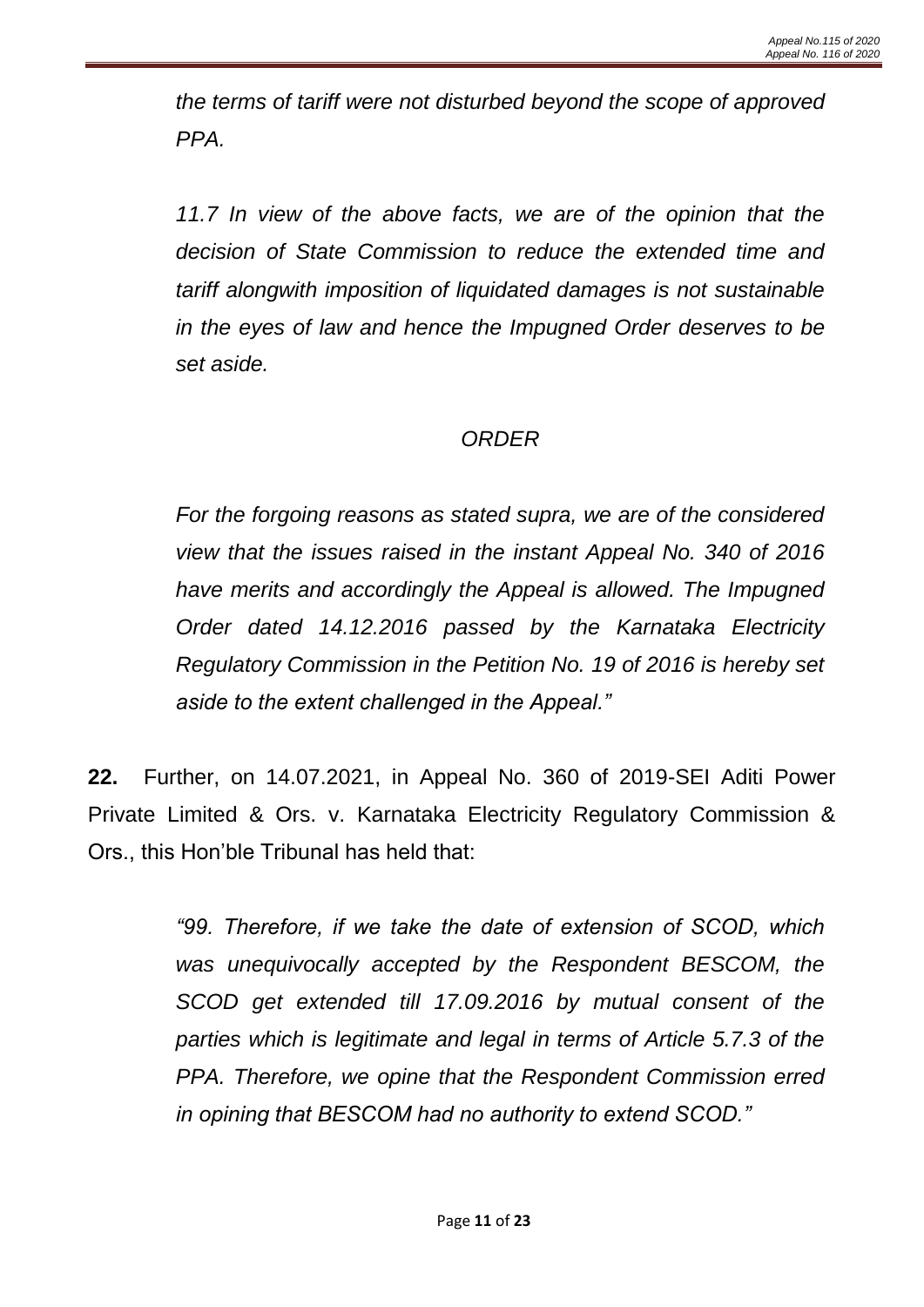*the terms of tariff were not disturbed beyond the scope of approved PPA.*

*11.7 In view of the above facts, we are of the opinion that the decision of State Commission to reduce the extended time and tariff alongwith imposition of liquidated damages is not sustainable in the eyes of law and hence the Impugned Order deserves to be set aside.*

*ORDER*

*For the forgoing reasons as stated supra, we are of the considered view that the issues raised in the instant Appeal No. 340 of 2016 have merits and accordingly the Appeal is allowed. The Impugned Order dated 14.12.2016 passed by the Karnataka Electricity Regulatory Commission in the Petition No. 19 of 2016 is hereby set aside to the extent challenged in the Appeal."*

**22.** Further, on 14.07.2021, in Appeal No. 360 of 2019-SEI Aditi Power Private Limited & Ors. v. Karnataka Electricity Regulatory Commission & Ors., this Hon'ble Tribunal has held that:

> *"99. Therefore, if we take the date of extension of SCOD, which was unequivocally accepted by the Respondent BESCOM, the SCOD get extended till 17.09.2016 by mutual consent of the parties which is legitimate and legal in terms of Article 5.7.3 of the PPA. Therefore, we opine that the Respondent Commission erred in opining that BESCOM had no authority to extend SCOD."*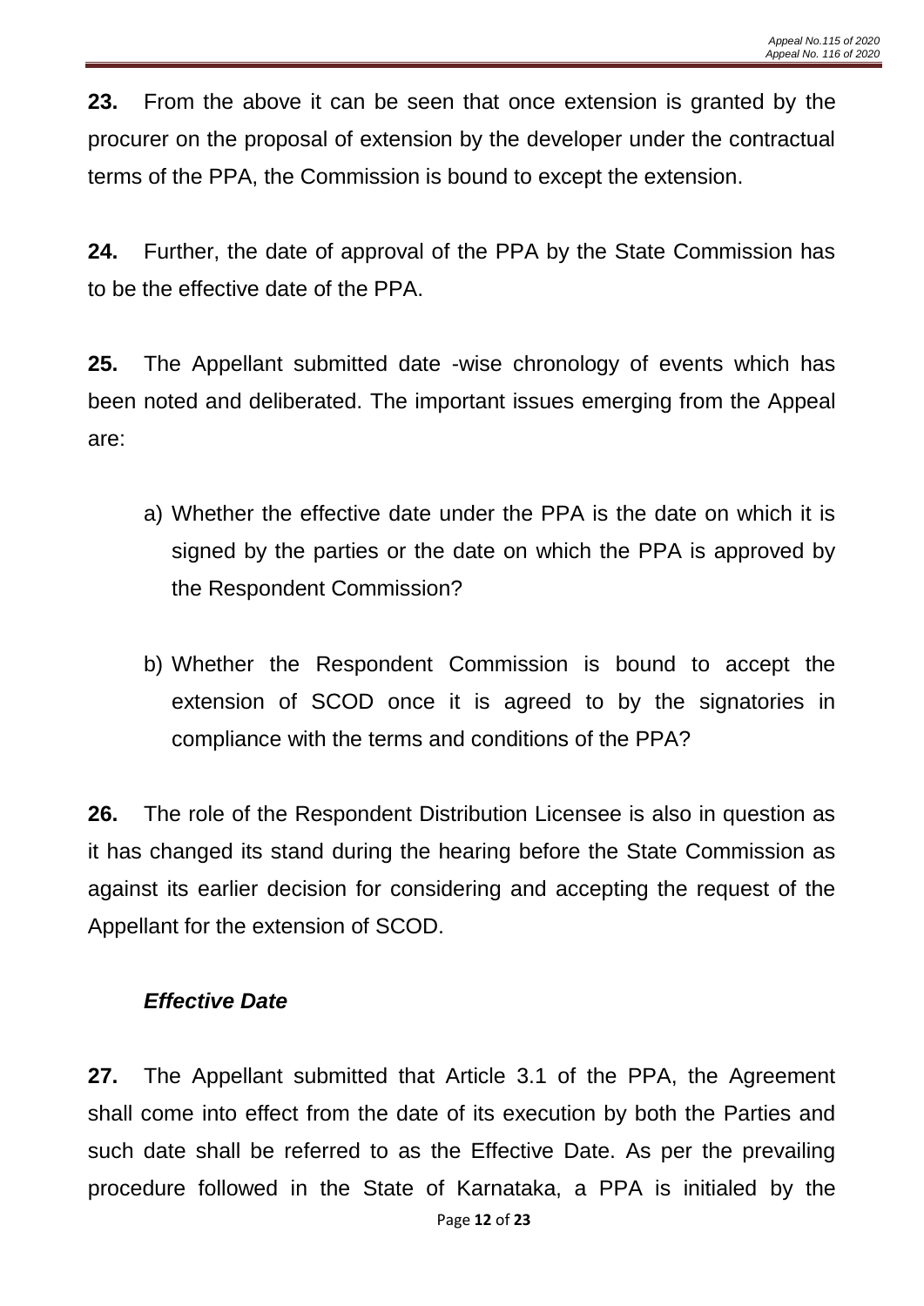**23.** From the above it can be seen that once extension is granted by the procurer on the proposal of extension by the developer under the contractual terms of the PPA, the Commission is bound to except the extension.

**24.** Further, the date of approval of the PPA by the State Commission has to be the effective date of the PPA.

**25.** The Appellant submitted date -wise chronology of events which has been noted and deliberated. The important issues emerging from the Appeal are:

a) Whether the effective date under the PPA is the date on which it is signed by the parties or the date on which the PPA is approved by the Respondent Commission?

b) Whether the Respondent Commission is bound to accept the extension of SCOD once it is agreed to by the signatories in compliance with the terms and conditions of the PPA?

**26.** The role of the Respondent Distribution Licensee is also in question as it has changed its stand during the hearing before the State Commission as against its earlier decision for considering and accepting the request of the Appellant for the extension of SCOD.

***Effective Date***

**27.** The Appellant submitted that Article 3.1 of the PPA, the Agreement shall come into effect from the date of its execution by both the Parties and such date shall be referred to as the Effective Date. As per the prevailing procedure followed in the State of Karnataka, a PPA is initialed by the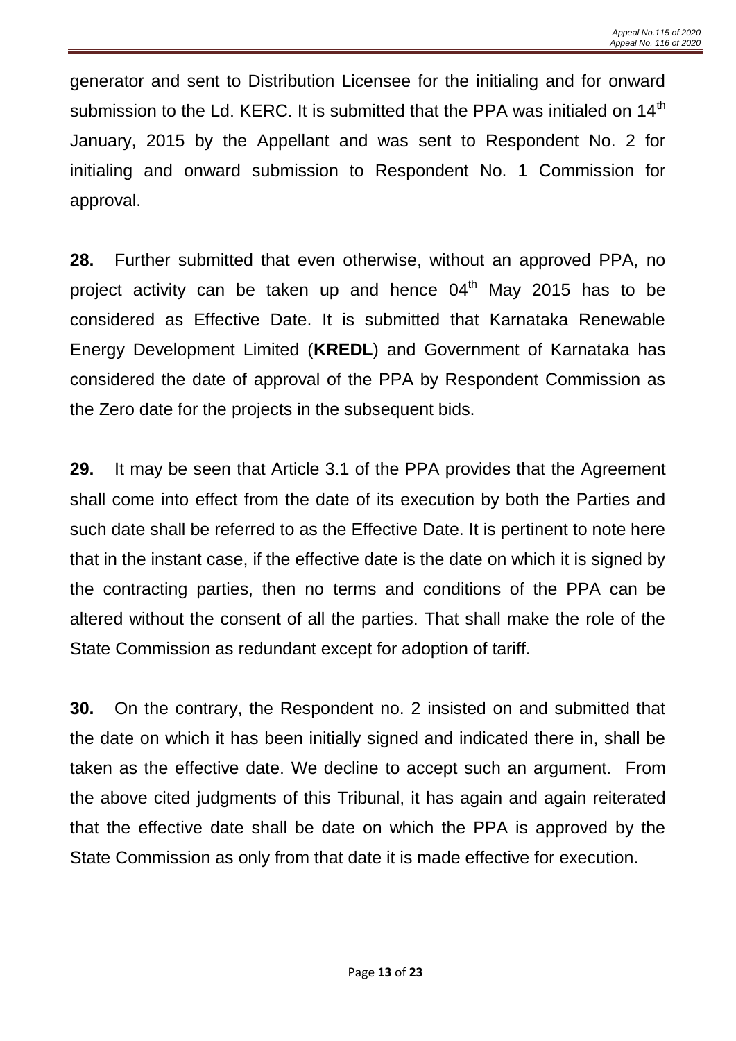generator and sent to Distribution Licensee for the initialing and for onward submission to the Ld. KERC. It is submitted that the PPA was initialed on 14th January, 2015 by the Appellant and was sent to Respondent No. 2 for initialing and onward submission to Respondent No. 1 Commission for approval.

**28.** Further submitted that even otherwise, without an approved PPA, no project activity can be taken up and hence 04th May 2015 has to be considered as Effective Date. It is submitted that Karnataka Renewable Energy Development Limited (**KREDL**) and Government of Karnataka has considered the date of approval of the PPA by Respondent Commission as the Zero date for the projects in the subsequent bids.

**29.** It may be seen that Article 3.1 of the PPA provides that the Agreement shall come into effect from the date of its execution by both the Parties and such date shall be referred to as the Effective Date. It is pertinent to note here that in the instant case, if the effective date is the date on which it is signed by the contracting parties, then no terms and conditions of the PPA can be altered without the consent of all the parties. That shall make the role of the State Commission as redundant except for adoption of tariff.

**30.** On the contrary, the Respondent no. 2 insisted on and submitted that the date on which it has been initially signed and indicated there in, shall be taken as the effective date. We decline to accept such an argument. From the above cited judgments of this Tribunal, it has again and again reiterated that the effective date shall be date on which the PPA is approved by the State Commission as only from that date it is made effective for execution.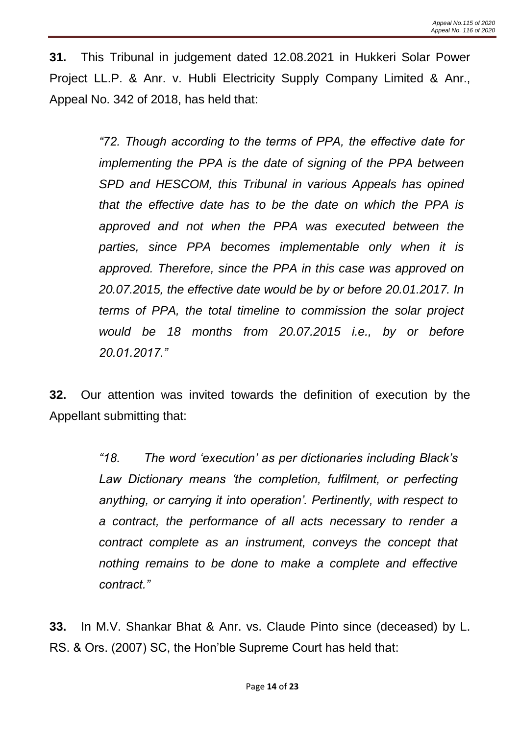**31.** This Tribunal in judgement dated 12.08.2021 in Hukkeri Solar Power Project LL.P. & Anr. v. Hubli Electricity Supply Company Limited & Anr., Appeal No. 342 of 2018, has held that:

> *"72. Though according to the terms of PPA, the effective date for implementing the PPA is the date of signing of the PPA between SPD and HESCOM, this Tribunal in various Appeals has opined that the effective date has to be the date on which the PPA is approved and not when the PPA was executed between the parties, since PPA becomes implementable only when it is approved. Therefore, since the PPA in this case was approved on 20.07.2015, the effective date would be by or before 20.01.2017. In terms of PPA, the total timeline to commission the solar project would be 18 months from 20.07.2015 i.e., by or before 20.01.2017."*

**32.** Our attention was invited towards the definition of execution by the Appellant submitting that:

> *"18. The word 'execution' as per dictionaries including Black's Law Dictionary means 'the completion, fulfilment, or perfecting anything, or carrying it into operation'. Pertinently, with respect to a contract, the performance of all acts necessary to render a contract complete as an instrument, conveys the concept that nothing remains to be done to make a complete and effective contract."*

**33.** In M.V. Shankar Bhat & Anr. vs. Claude Pinto since (deceased) by L. RS. & Ors. (2007) SC, the Hon'ble Supreme Court has held that: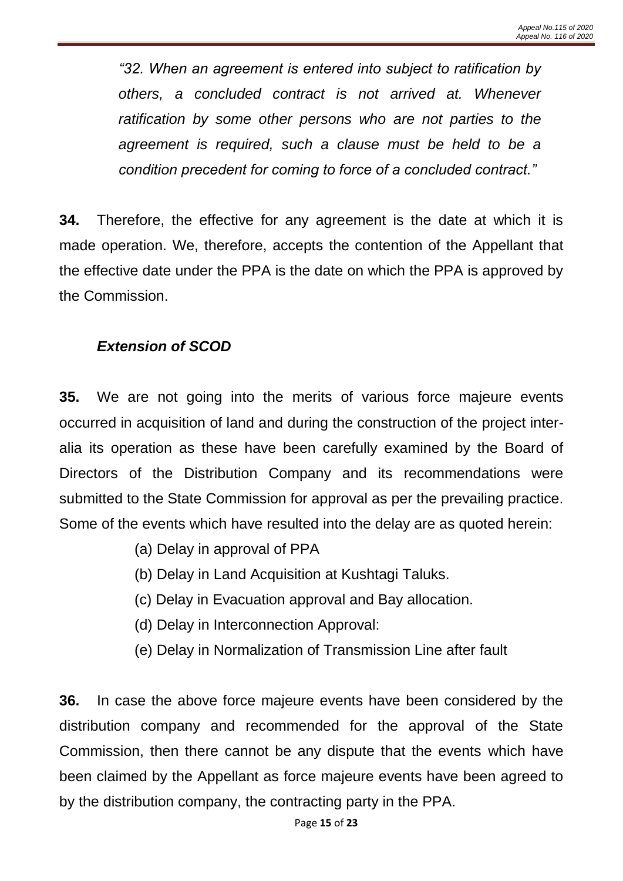*"32. When an agreement is entered into subject to ratification by others, a concluded contract is not arrived at. Whenever ratification by some other persons who are not parties to the agreement is required, such a clause must be held to be a condition precedent for coming to force of a concluded contract."*

**34.** Therefore, the effective for any agreement is the date at which it is made operation. We, therefore, accepts the contention of the Appellant that the effective date under the PPA is the date on which the PPA is approved by the Commission.

### *Extension of SCOD*

**35.** We are not going into the merits of various force majeure events occurred in acquisition of land and during the construction of the project inter-alia its operation as these have been carefully examined by the Board of Directors of the Distribution Company and its recommendations were submitted to the State Commission for approval as per the prevailing practice. Some of the events which have resulted into the delay are as quoted herein:

(a) Delay in approval of PPA

(b) Delay in Land Acquisition at Kushtagi Taluks.

(c) Delay in Evacuation approval and Bay allocation.

(d) Delay in Interconnection Approval:

(e) Delay in Normalization of Transmission Line after fault

**36.** In case the above force majeure events have been considered by the distribution company and recommended for the approval of the State Commission, then there cannot be any dispute that the events which have been claimed by the Appellant as force majeure events have been agreed to by the distribution company, the contracting party in the PPA.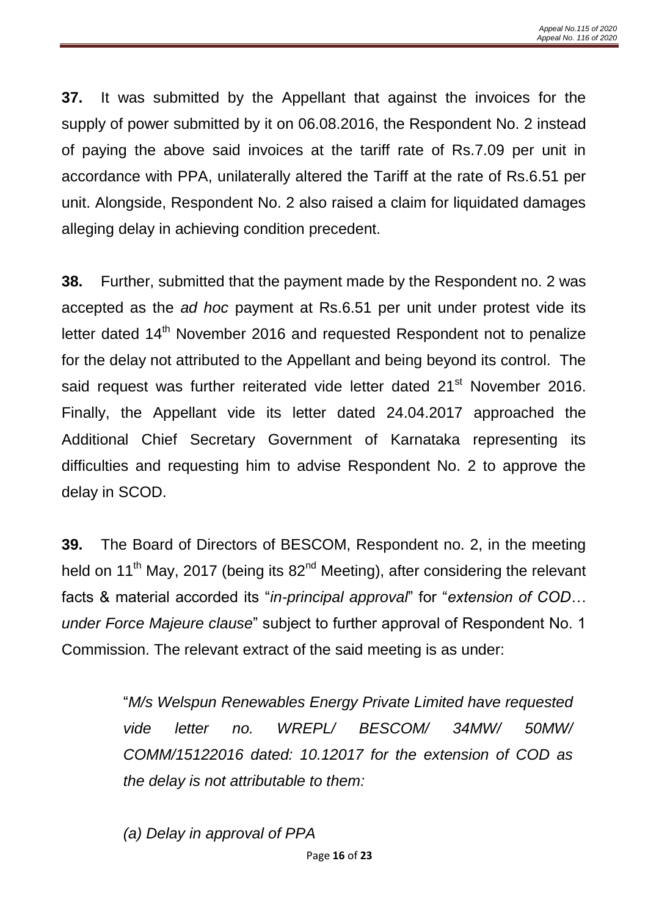**37.** It was submitted by the Appellant that against the invoices for the supply of power submitted by it on 06.08.2016, the Respondent No. 2 instead of paying the above said invoices at the tariff rate of Rs.7.09 per unit in accordance with PPA, unilaterally altered the Tariff at the rate of Rs.6.51 per unit. Alongside, Respondent No. 2 also raised a claim for liquidated damages alleging delay in achieving condition precedent.

**38.** Further, submitted that the payment made by the Respondent no. 2 was accepted as the *ad hoc* payment at Rs.6.51 per unit under protest vide its letter dated 14th November 2016 and requested Respondent not to penalize for the delay not attributed to the Appellant and being beyond its control. The said request was further reiterated vide letter dated 21st November 2016. Finally, the Appellant vide its letter dated 24.04.2017 approached the Additional Chief Secretary Government of Karnataka representing its difficulties and requesting him to advise Respondent No. 2 to approve the delay in SCOD.

**39.** The Board of Directors of BESCOM, Respondent no. 2, in the meeting held on 11th May, 2017 (being its 82nd Meeting), after considering the relevant facts & material accorded its "*in-principal approval*" for "*extension of COD… under Force Majeure clause*" subject to further approval of Respondent No. 1 Commission. The relevant extract of the said meeting is as under:

> "*M/s Welspun Renewables Energy Private Limited have requested vide letter no. WREPL/ BESCOM/ 34MW/ 50MW/ COMM/15122016 dated: 10.12017 for the extension of COD as the delay is not attributable to them:*
>
> *(a) Delay in approval of PPA*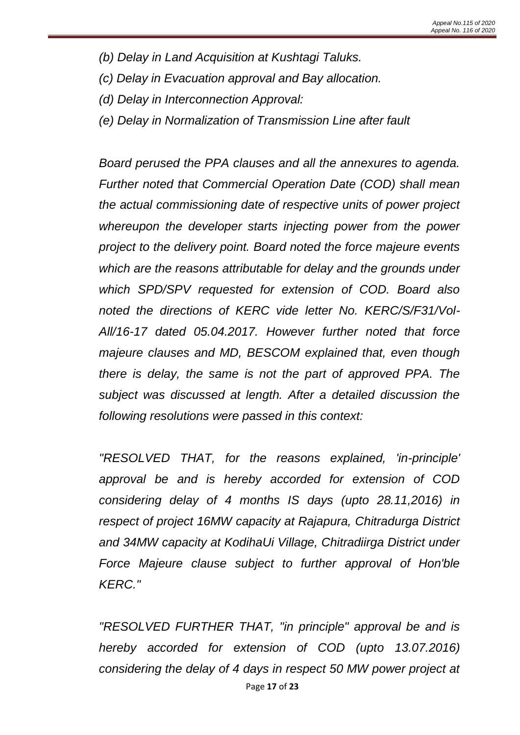*(b) Delay in Land Acquisition at Kushtagi Taluks.*

*(c) Delay in Evacuation approval and Bay allocation.*

*(d) Delay in Interconnection Approval:*

*(e) Delay in Normalization of Transmission Line after fault*

*Board perused the PPA clauses and all the annexures to agenda. Further noted that Commercial Operation Date (COD) shall mean the actual commissioning date of respective units of power project whereupon the developer starts injecting power from the power project to the delivery point. Board noted the force majeure events which are the reasons attributable for delay and the grounds under which SPD/SPV requested for extension of COD. Board also noted the directions of KERC vide letter No. KERC/S/F31/Vol-All/16-17 dated 05.04.2017. However further noted that force majeure clauses and MD, BESCOM explained that, even though there is delay, the same is not the part of approved PPA. The subject was discussed at length. After a detailed discussion the following resolutions were passed in this context:*

*"RESOLVED THAT, for the reasons explained, 'in-principle' approval be and is hereby accorded for extension of COD considering delay of 4 months IS days (upto 28.11,2016) in respect of project 16MW capacity at Rajapura, Chitradurga District and 34MW capacity at KodihaUi Village, Chitradiirga District under Force Majeure clause subject to further approval of Hon'ble KERC."*

*"RESOLVED FURTHER THAT, "in principle" approval be and is hereby accorded for extension of COD (upto 13.07.2016) considering the delay of 4 days in respect 50 MW power project at*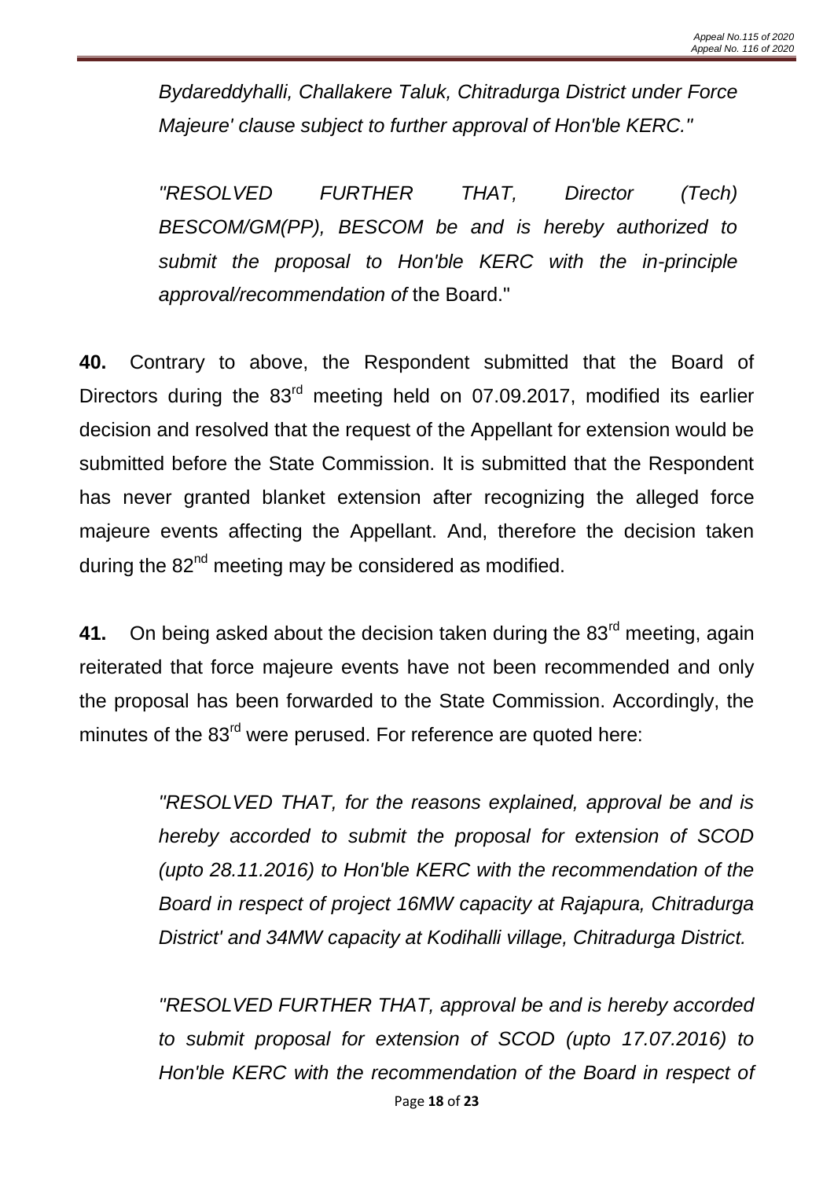*Bydareddyhalli, Challakere Taluk, Chitradurga District under Force Majeure' clause subject to further approval of Hon'ble KERC."*

*"RESOLVED FURTHER THAT, Director (Tech) BESCOM/GM(PP), BESCOM be and is hereby authorized to submit the proposal to Hon'ble KERC with the in-principle approval/recommendation of* the Board."

**40.** Contrary to above, the Respondent submitted that the Board of Directors during the 83rd meeting held on 07.09.2017, modified its earlier decision and resolved that the request of the Appellant for extension would be submitted before the State Commission. It is submitted that the Respondent has never granted blanket extension after recognizing the alleged force majeure events affecting the Appellant. And, therefore the decision taken during the 82nd meeting may be considered as modified.

**41.** On being asked about the decision taken during the 83rd meeting, again reiterated that force majeure events have not been recommended and only the proposal has been forwarded to the State Commission. Accordingly, the minutes of the 83rd were perused. For reference are quoted here:

> *"RESOLVED THAT, for the reasons explained, approval be and is hereby accorded to submit the proposal for extension of SCOD (upto 28.11.2016) to Hon'ble KERC with the recommendation of the Board in respect of project 16MW capacity at Rajapura, Chitradurga District' and 34MW capacity at Kodihalli village, Chitradurga District.*
>
> *"RESOLVED FURTHER THAT, approval be and is hereby accorded to submit proposal for extension of SCOD (upto 17.07.2016) to Hon'ble KERC with the recommendation of the Board in respect of*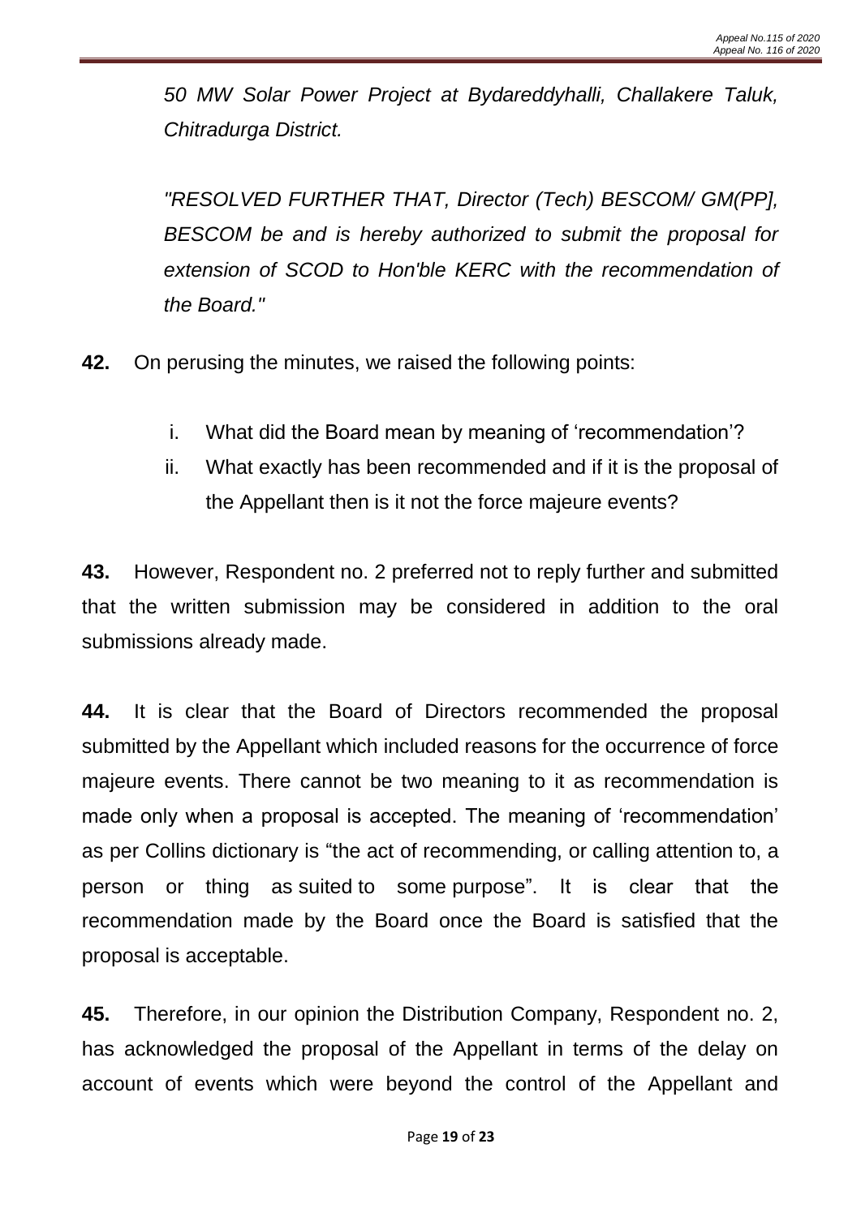*50 MW Solar Power Project at Bydareddyhalli, Challakere Taluk, Chitradurga District.*

*"RESOLVED FURTHER THAT, Director (Tech) BESCOM/ GM(PP], BESCOM be and is hereby authorized to submit the proposal for extension of SCOD to Hon'ble KERC with the recommendation of the Board."*

**42.** On perusing the minutes, we raised the following points:

i. What did the Board mean by meaning of 'recommendation'?
ii. What exactly has been recommended and if it is the proposal of the Appellant then is it not the force majeure events?

**43.** However, Respondent no. 2 preferred not to reply further and submitted that the written submission may be considered in addition to the oral submissions already made.

**44.** It is clear that the Board of Directors recommended the proposal submitted by the Appellant which included reasons for the occurrence of force majeure events. There cannot be two meaning to it as recommendation is made only when a proposal is accepted. The meaning of 'recommendation' as per Collins dictionary is "the act of recommending, or calling attention to, a person or thing as suited to some purpose". It is clear that the recommendation made by the Board once the Board is satisfied that the proposal is acceptable.

**45.** Therefore, in our opinion the Distribution Company, Respondent no. 2, has acknowledged the proposal of the Appellant in terms of the delay on account of events which were beyond the control of the Appellant and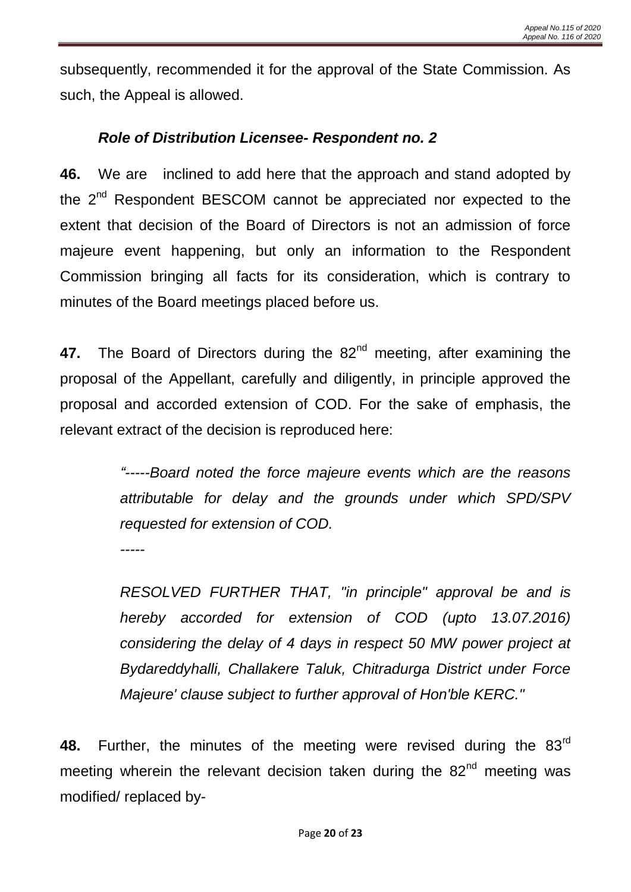subsequently, recommended it for the approval of the State Commission. As such, the Appeal is allowed.

### *Role of Distribution Licensee- Respondent no. 2*

**46.** We are inclined to add here that the approach and stand adopted by the 2nd Respondent BESCOM cannot be appreciated nor expected to the extent that decision of the Board of Directors is not an admission of force majeure event happening, but only an information to the Respondent Commission bringing all facts for its consideration, which is contrary to minutes of the Board meetings placed before us.

**47.** The Board of Directors during the 82nd meeting, after examining the proposal of the Appellant, carefully and diligently, in principle approved the proposal and accorded extension of COD. For the sake of emphasis, the relevant extract of the decision is reproduced here:

> *"-----Board noted the force majeure events which are the reasons attributable for delay and the grounds under which SPD/SPV requested for extension of COD.*
>
> *-----*
>
> *RESOLVED FURTHER THAT, "in principle" approval be and is hereby accorded for extension of COD (upto 13.07.2016) considering the delay of 4 days in respect 50 MW power project at Bydareddyhalli, Challakere Taluk, Chitradurga District under Force Majeure' clause subject to further approval of Hon'ble KERC."*

**48.** Further, the minutes of the meeting were revised during the 83rd meeting wherein the relevant decision taken during the 82nd meeting was modified/ replaced by-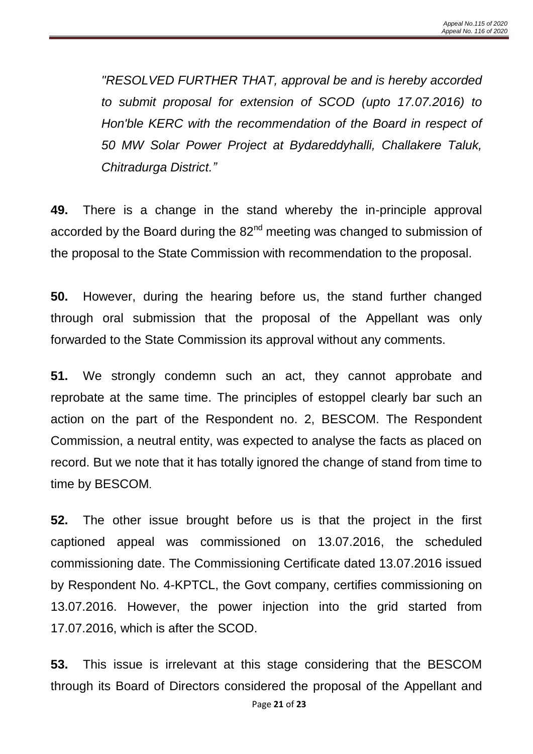*"RESOLVED FURTHER THAT, approval be and is hereby accorded to submit proposal for extension of SCOD (upto 17.07.2016) to Hon'ble KERC with the recommendation of the Board in respect of 50 MW Solar Power Project at Bydareddyhalli, Challakere Taluk, Chitradurga District."*

**49.** There is a change in the stand whereby the in-principle approval accorded by the Board during the 82nd meeting was changed to submission of the proposal to the State Commission with recommendation to the proposal.

**50.** However, during the hearing before us, the stand further changed through oral submission that the proposal of the Appellant was only forwarded to the State Commission its approval without any comments.

**51.** We strongly condemn such an act, they cannot approbate and reprobate at the same time. The principles of estoppel clearly bar such an action on the part of the Respondent no. 2, BESCOM. The Respondent Commission, a neutral entity, was expected to analyse the facts as placed on record. But we note that it has totally ignored the change of stand from time to time by BESCOM.

**52.** The other issue brought before us is that the project in the first captioned appeal was commissioned on 13.07.2016, the scheduled commissioning date. The Commissioning Certificate dated 13.07.2016 issued by Respondent No. 4-KPTCL, the Govt company, certifies commissioning on 13.07.2016. However, the power injection into the grid started from 17.07.2016, which is after the SCOD.

**53.** This issue is irrelevant at this stage considering that the BESCOM through its Board of Directors considered the proposal of the Appellant and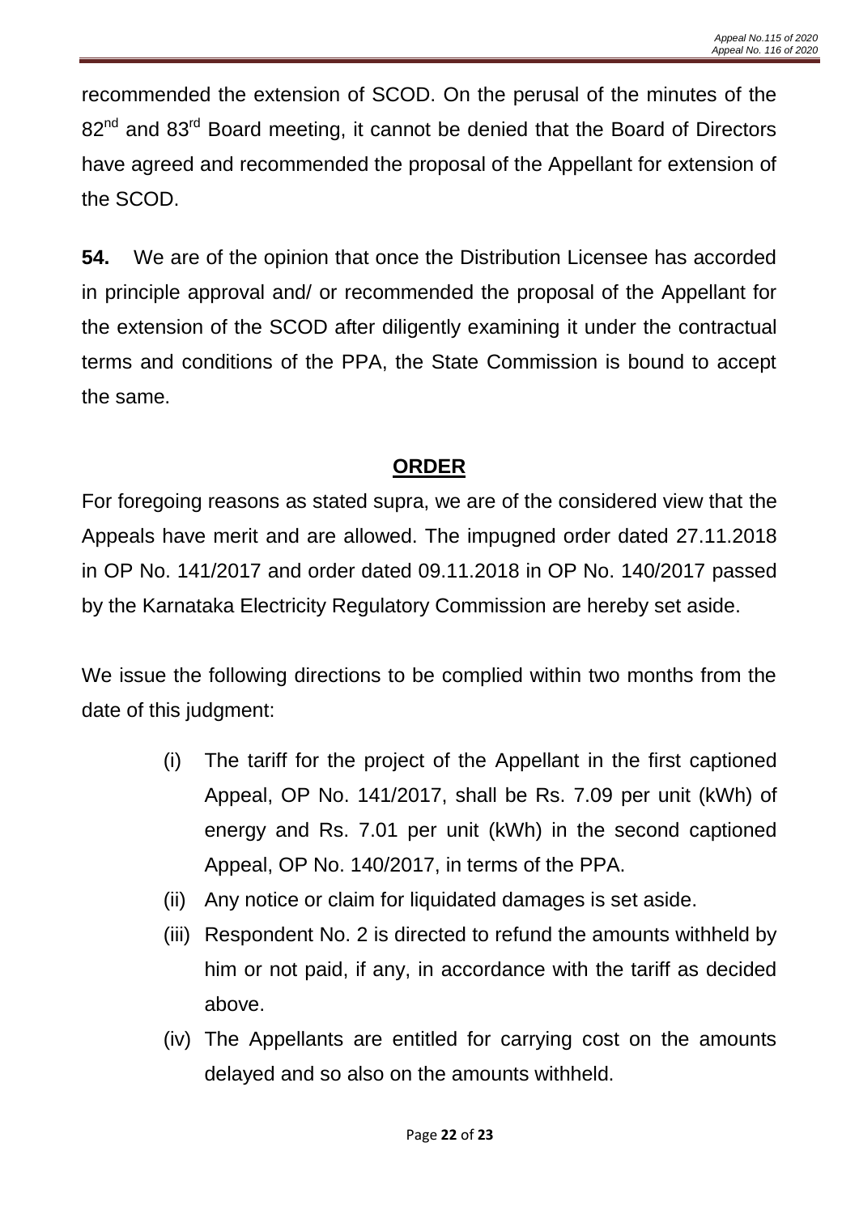recommended the extension of SCOD. On the perusal of the minutes of the 82nd and 83rd Board meeting, it cannot be denied that the Board of Directors have agreed and recommended the proposal of the Appellant for extension of the SCOD.

**54.** We are of the opinion that once the Distribution Licensee has accorded in principle approval and/ or recommended the proposal of the Appellant for the extension of the SCOD after diligently examining it under the contractual terms and conditions of the PPA, the State Commission is bound to accept the same.

## ORDER

For foregoing reasons as stated supra, we are of the considered view that the Appeals have merit and are allowed. The impugned order dated 27.11.2018 in OP No. 141/2017 and order dated 09.11.2018 in OP No. 140/2017 passed by the Karnataka Electricity Regulatory Commission are hereby set aside.

We issue the following directions to be complied within two months from the date of this judgment:

(i) The tariff for the project of the Appellant in the first captioned Appeal, OP No. 141/2017, shall be Rs. 7.09 per unit (kWh) of energy and Rs. 7.01 per unit (kWh) in the second captioned Appeal, OP No. 140/2017, in terms of the PPA.

(ii) Any notice or claim for liquidated damages is set aside.

(iii) Respondent No. 2 is directed to refund the amounts withheld by him or not paid, if any, in accordance with the tariff as decided above.

(iv) The Appellants are entitled for carrying cost on the amounts delayed and so also on the amounts withheld.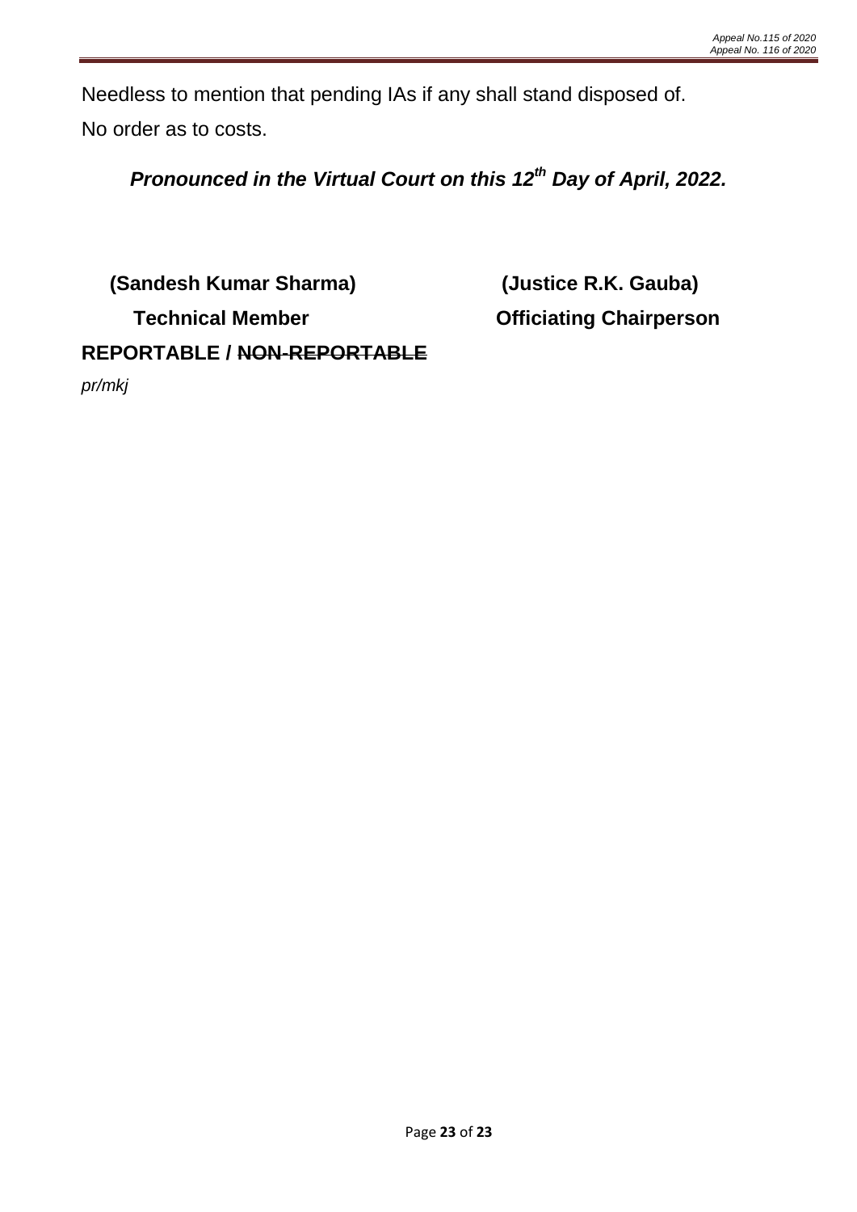Needless to mention that pending IAs if any shall stand disposed of.

No order as to costs.

***Pronounced in the Virtual Court on this 12th Day of April, 2022.***

| | |
|---|---|
| **(Sandesh Kumar Sharma)** | **(Justice R.K. Gauba)** |
| **Technical Member** | **Officiating Chairperson** |

**REPORTABLE / ~~NON-REPORTABLE~~**

*pr/mkj*